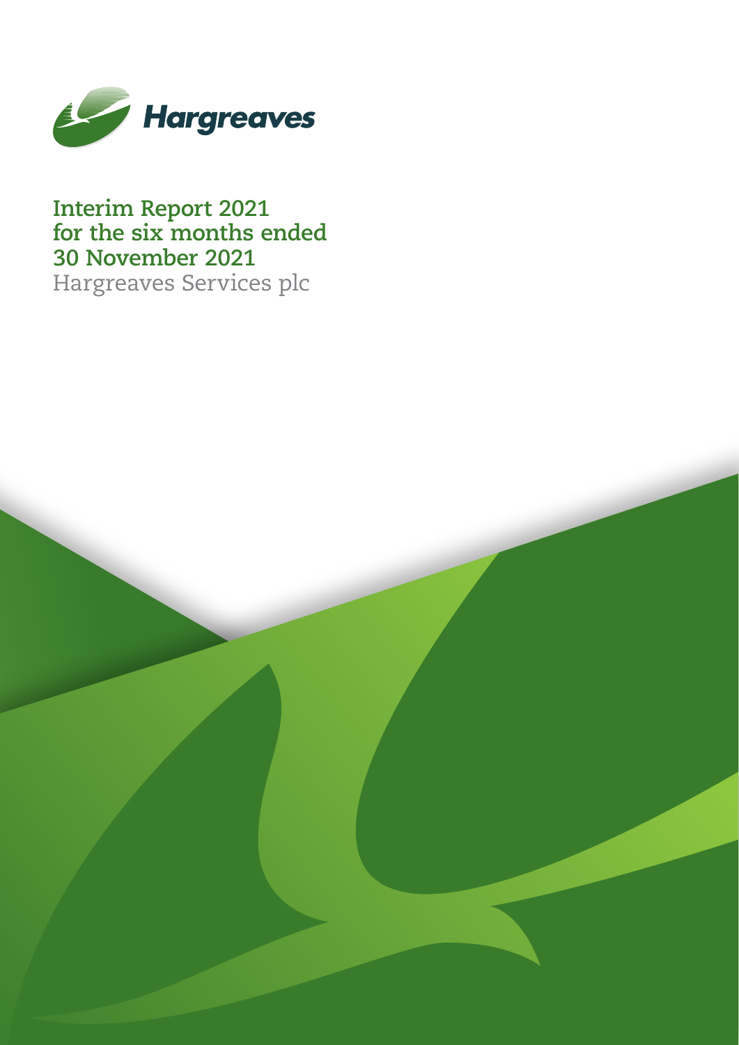Hargreaves

# Interim Report 2021 for the six months ended 30 November 2021

Hargreaves Services plc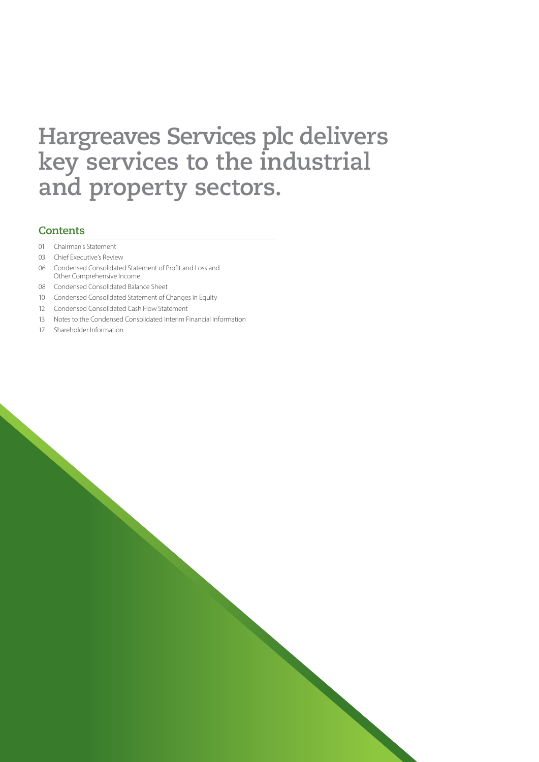# Hargreaves Services plc delivers key services to the industrial and property sectors.

## Contents

01 Chairman's Statement

03 Chief Executive's Review

06 Condensed Consolidated Statement of Profit and Loss and Other Comprehensive Income

08 Condensed Consolidated Balance Sheet

10 Condensed Consolidated Statement of Changes in Equity

12 Condensed Consolidated Cash Flow Statement

13 Notes to the Condensed Consolidated Interim Financial Information

17 Shareholder Information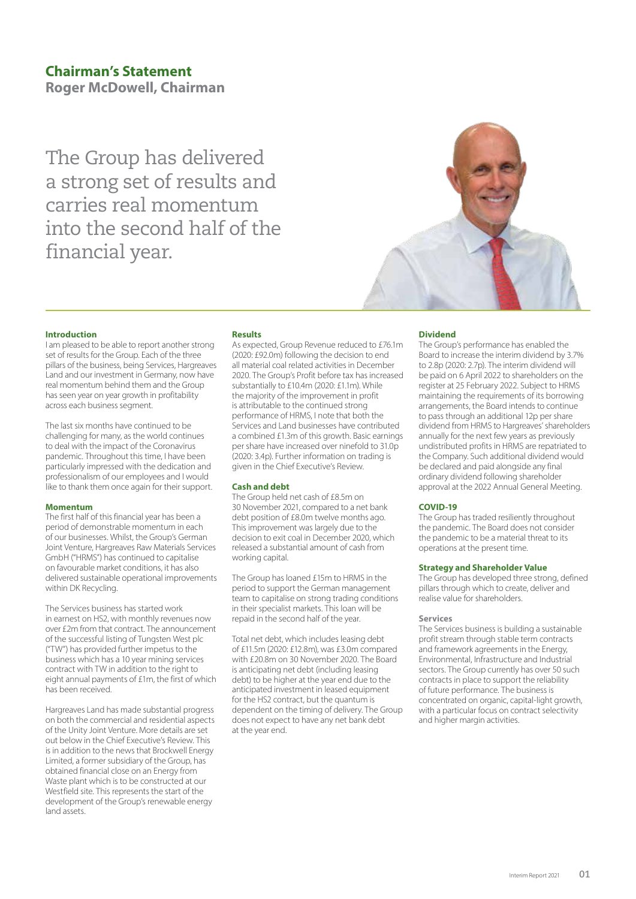# Chairman's Statement

## Roger McDowell, Chairman

The Group has delivered a strong set of results and carries real momentum into the second half of the financial year.

### Introduction

I am pleased to be able to report another strong set of results for the Group. Each of the three pillars of the business, being Services, Hargreaves Land and our investment in Germany, now have real momentum behind them and the Group has seen year on year growth in profitability across each business segment.

The last six months have continued to be challenging for many, as the world continues to deal with the impact of the Coronavirus pandemic. Throughout this time, I have been particularly impressed with the dedication and professionalism of our employees and I would like to thank them once again for their support.

### Momentum

The first half of this financial year has been a period of demonstrable momentum in each of our businesses. Whilst, the Group's German Joint Venture, Hargreaves Raw Materials Services GmbH ("HRMS") has continued to capitalise on favourable market conditions, it has also delivered sustainable operational improvements within DK Recycling.

The Services business has started work in earnest on HS2, with monthly revenues now over £2m from that contract. The announcement of the successful listing of Tungsten West plc ("TW") has provided further impetus to the business which has a 10 year mining services contract with TW in addition to the right to eight annual payments of £1m, the first of which has been received.

Hargreaves Land has made substantial progress on both the commercial and residential aspects of the Unity Joint Venture. More details are set out below in the Chief Executive's Review. This is in addition to the news that Brockwell Energy Limited, a former subsidiary of the Group, has obtained financial close on an Energy from Waste plant which is to be constructed at our Westfield site. This represents the start of the development of the Group's renewable energy land assets.

### Results

As expected, Group Revenue reduced to £76.1m (2020: £92.0m) following the decision to end all material coal related activities in December 2020. The Group's Profit before tax has increased substantially to £10.4m (2020: £1.1m). While the majority of the improvement in profit is attributable to the continued strong performance of HRMS, I note that both the Services and Land businesses have contributed a combined £1.3m of this growth. Basic earnings per share have increased over ninefold to 31.0p (2020: 3.4p). Further information on trading is given in the Chief Executive's Review.

### Cash and debt

The Group held net cash of £8.5m on 30 November 2021, compared to a net bank debt position of £8.0m twelve months ago. This improvement was largely due to the decision to exit coal in December 2020, which released a substantial amount of cash from working capital.

The Group has loaned £15m to HRMS in the period to support the German management team to capitalise on strong trading conditions in their specialist markets. This loan will be repaid in the second half of the year.

Total net debt, which includes leasing debt of £11.5m (2020: £12.8m), was £3.0m compared with £20.8m on 30 November 2020. The Board is anticipating net debt (including leasing debt) to be higher at the year end due to the anticipated investment in leased equipment for the HS2 contract, but the quantum is dependent on the timing of delivery. The Group does not expect to have any net bank debt at the year end.

### Dividend

The Group's performance has enabled the Board to increase the interim dividend by 3.7% to 2.8p (2020: 2.7p). The interim dividend will be paid on 6 April 2022 to shareholders on the register at 25 February 2022. Subject to HRMS maintaining the requirements of its borrowing arrangements, the Board intends to continue to pass through an additional 12p per share dividend from HRMS to Hargreaves' shareholders annually for the next few years as previously undistributed profits in HRMS are repatriated to the Company. Such additional dividend would be declared and paid alongside any final ordinary dividend following shareholder approval at the 2022 Annual General Meeting.

### COVID-19

The Group has traded resiliently throughout the pandemic. The Board does not consider the pandemic to be a material threat to its operations at the present time.

### Strategy and Shareholder Value

The Group has developed three strong, defined pillars through which to create, deliver and realise value for shareholders.

#### Services

The Services business is building a sustainable profit stream through stable term contracts and framework agreements in the Energy, Environmental, Infrastructure and Industrial sectors. The Group currently has over 50 such contracts in place to support the reliability of future performance. The business is concentrated on organic, capital-light growth, with a particular focus on contract selectivity and higher margin activities.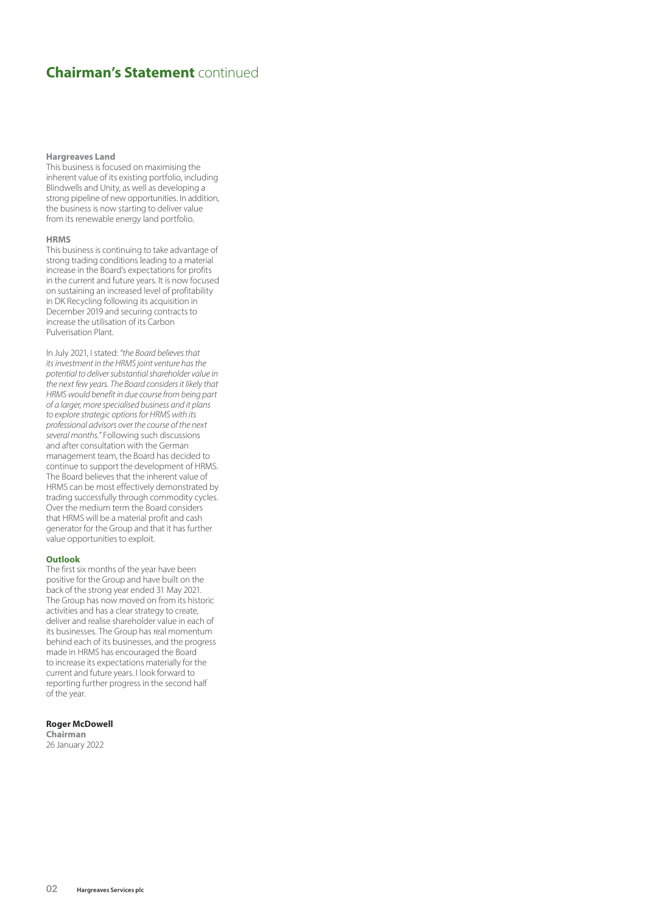# **Chairman's Statement** continued

**Hargreaves Land**

This business is focused on maximising the inherent value of its existing portfolio, including Blindwells and Unity, as well as developing a strong pipeline of new opportunities. In addition, the business is now starting to deliver value from its renewable energy land portfolio.

**HRMS**

This business is continuing to take advantage of strong trading conditions leading to a material increase in the Board's expectations for profits in the current and future years. It is now focused on sustaining an increased level of profitability in DK Recycling following its acquisition in December 2019 and securing contracts to increase the utilisation of its Carbon Pulverisation Plant.

In July 2021, I stated: *"the Board believes that its investment in the HRMS joint venture has the potential to deliver substantial shareholder value in the next few years. The Board considers it likely that HRMS would benefit in due course from being part of a larger, more specialised business and it plans to explore strategic options for HRMS with its professional advisors over the course of the next several months."* Following such discussions and after consultation with the German management team, the Board has decided to continue to support the development of HRMS. The Board believes that the inherent value of HRMS can be most effectively demonstrated by trading successfully through commodity cycles. Over the medium term the Board considers that HRMS will be a material profit and cash generator for the Group and that it has further value opportunities to exploit.

**Outlook**

The first six months of the year have been positive for the Group and have built on the back of the strong year ended 31 May 2021. The Group has now moved on from its historic activities and has a clear strategy to create, deliver and realise shareholder value in each of its businesses. The Group has real momentum behind each of its businesses, and the progress made in HRMS has encouraged the Board to increase its expectations materially for the current and future years. I look forward to reporting further progress in the second half of the year.

**Roger McDowell**
**Chairman**
26 January 2022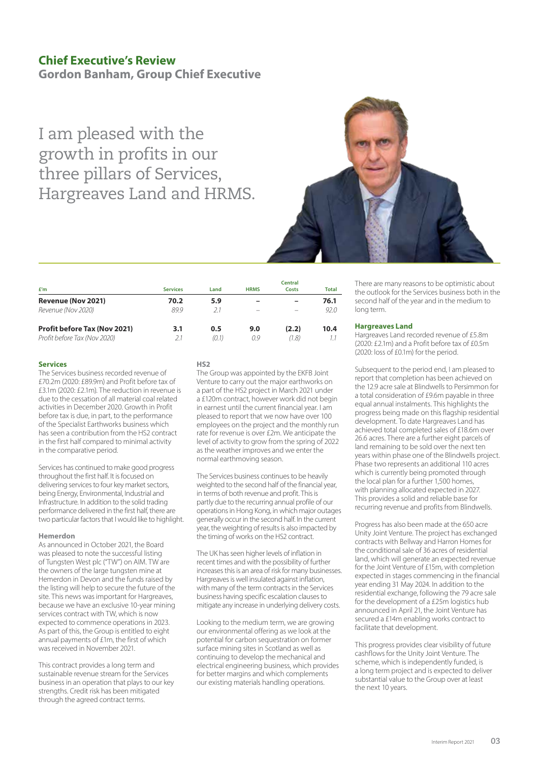# Chief Executive's Review

## Gordon Banham, Group Chief Executive

I am pleased with the growth in profits in our three pillars of Services, Hargreaves Land and HRMS.

| £'m | Services | Land | HRMS | Central Costs | Total |
|---|---|---|---|---|---|
| **Revenue (Nov 2021)** | **70.2** | **5.9** | **–** | **–** | **76.1** |
| *Revenue (Nov 2020)* | *89.9* | *2.1* | *–* | *–* | *92.0* |
| **Profit before Tax (Nov 2021)** | **3.1** | **0.5** | **9.0** | **(2.2)** | **10.4** |
| *Profit before Tax (Nov 2020)* | *2.1* | *(0.1)* | *0.9* | *(1.8)* | *1.1* |

### Services

The Services business recorded revenue of £70.2m (2020: £89.9m) and Profit before tax of £3.1m (2020: £2.1m). The reduction in revenue is due to the cessation of all material coal related activities in December 2020. Growth in Profit before tax is due, in part, to the performance of the Specialist Earthworks business which has seen a contribution from the HS2 contract in the first half compared to minimal activity in the comparative period.

Services has continued to make good progress throughout the first half. It is focused on delivering services to four key market sectors, being Energy, Environmental, Industrial and Infrastructure. In addition to the solid trading performance delivered in the first half, there are two particular factors that I would like to highlight.

#### Hemerdon

As announced in October 2021, the Board was pleased to note the successful listing of Tungsten West plc ("TW") on AIM. TW are the owners of the large tungsten mine at Hemerdon in Devon and the funds raised by the listing will help to secure the future of the site. This news was important for Hargreaves, because we have an exclusive 10-year mining services contract with TW, which is now expected to commence operations in 2023. As part of this, the Group is entitled to eight annual payments of £1m, the first of which was received in November 2021.

This contract provides a long term and sustainable revenue stream for the Services business in an operation that plays to our key strengths. Credit risk has been mitigated through the agreed contract terms.

#### HS2

The Group was appointed by the EKFB Joint Venture to carry out the major earthworks on a part of the HS2 project in March 2021 under a £120m contract, however work did not begin in earnest until the current financial year. I am pleased to report that we now have over 100 employees on the project and the monthly run rate for revenue is over £2m. We anticipate the level of activity to grow from the spring of 2022 as the weather improves and we enter the normal earthmoving season.

The Services business continues to be heavily weighted to the second half of the financial year, in terms of both revenue and profit. This is partly due to the recurring annual profile of our operations in Hong Kong, in which major outages generally occur in the second half. In the current year, the weighting of results is also impacted by the timing of works on the HS2 contract.

The UK has seen higher levels of inflation in recent times and with the possibility of further increases this is an area of risk for many businesses. Hargreaves is well insulated against inflation, with many of the term contracts in the Services business having specific escalation clauses to mitigate any increase in underlying delivery costs.

Looking to the medium term, we are growing our environmental offering as we look at the potential for carbon sequestration on former surface mining sites in Scotland as well as continuing to develop the mechanical and electrical engineering business, which provides for better margins and which complements our existing materials handling operations.

There are many reasons to be optimistic about the outlook for the Services business both in the second half of the year and in the medium to long term.

### Hargreaves Land

Hargreaves Land recorded revenue of £5.8m (2020: £2.1m) and a Profit before tax of £0.5m (2020: loss of £0.1m) for the period.

Subsequent to the period end, I am pleased to report that completion has been achieved on the 12.9 acre sale at Blindwells to Persimmon for a total consideration of £9.6m payable in three equal annual instalments. This highlights the progress being made on this flagship residential development. To date Hargreaves Land has achieved total completed sales of £18.6m over 26.6 acres. There are a further eight parcels of land remaining to be sold over the next ten years within phase one of the Blindwells project. Phase two represents an additional 110 acres which is currently being promoted through the local plan for a further 1,500 homes, with planning allocated expected in 2027. This provides a solid and reliable base for recurring revenue and profits from Blindwells.

Progress has also been made at the 650 acre Unity Joint Venture. The project has exchanged contracts with Bellway and Harron Homes for the conditional sale of 36 acres of residential land, which will generate an expected revenue for the Joint Venture of £15m, with completion expected in stages commencing in the financial year ending 31 May 2024. In addition to the residential exchange, following the 79 acre sale for the development of a £25m logistics hub announced in April 21, the Joint Venture has secured a £14m enabling works contract to facilitate that development.

This progress provides clear visibility of future cashflows for the Unity Joint Venture. The scheme, which is independently funded, is a long term project and is expected to deliver substantial value to the Group over at least the next 10 years.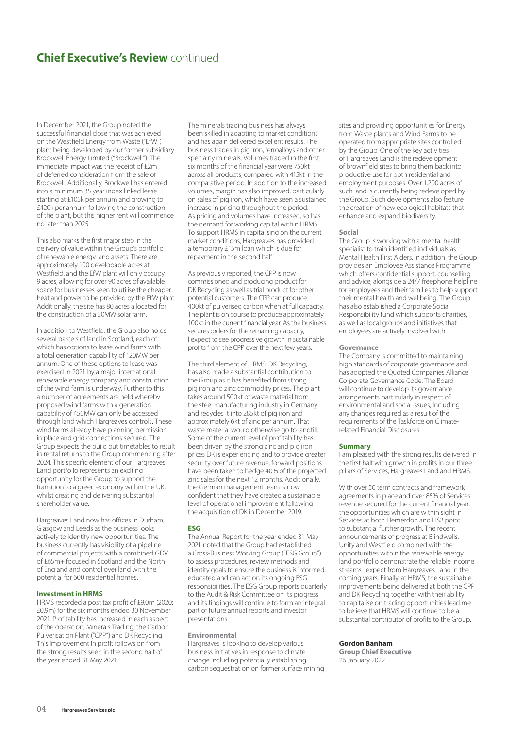# **Chief Executive's Review** continued

In December 2021, the Group noted the successful financial close that was achieved on the Westfield Energy from Waste ("EfW") plant being developed by our former subsidiary Brockwell Energy Limited ("Brockwell"). The immediate impact was the receipt of £2m of deferred consideration from the sale of Brockwell. Additionally, Brockwell has entered into a minimum 35 year index linked lease starting at £105k per annum and growing to £420k per annum following the construction of the plant, but this higher rent will commence no later than 2025.

This also marks the first major step in the delivery of value within the Group's portfolio of renewable energy land assets. There are approximately 100 developable acres at Westfield, and the EfW plant will only occupy 9 acres, allowing for over 90 acres of available space for businesses keen to utilise the cheaper heat and power to be provided by the EfW plant. Additionally, the site has 80 acres allocated for the construction of a 30MW solar farm.

In addition to Westfield, the Group also holds several parcels of land in Scotland, each of which has options to lease wind farms with a total generation capability of 120MW per annum. One of these options to lease was exercised in 2021 by a major international renewable energy company and construction of the wind farm is underway. Further to this a number of agreements are held whereby proposed wind farms with a generation capability of 450MW can only be accessed through land which Hargreaves controls. These wind farms already have planning permission in place and grid connections secured. The Group expects the build out timetables to result in rental returns to the Group commencing after 2024. This specific element of our Hargreaves Land portfolio represents an exciting opportunity for the Group to support the transition to a green economy within the UK, whilst creating and delivering substantial shareholder value.

Hargreaves Land now has offices in Durham, Glasgow and Leeds as the business looks actively to identify new opportunities. The business currently has visibility of a pipeline of commercial projects with a combined GDV of £65m+ focused in Scotland and the North of England and control over land with the potential for 600 residential homes.

### Investment in HRMS

HRMS recorded a post tax profit of £9.0m (2020: £0.9m) for the six months ended 30 November 2021. Profitability has increased in each aspect of the operation, Minerals Trading, the Carbon Pulverisation Plant ("CPP") and DK Recycling. This improvement in profit follows on from the strong results seen in the second half of the year ended 31 May 2021.

The minerals trading business has always been skilled in adapting to market conditions and has again delivered excellent results. The business trades in pig iron, ferroalloys and other speciality minerals. Volumes traded in the first six months of the financial year were 750kt across all products, compared with 415kt in the comparative period. In addition to the increased volumes, margin has also improved, particularly on sales of pig iron, which have seen a sustained increase in pricing throughout the period. As pricing and volumes have increased, so has the demand for working capital within HRMS. To support HRMS in capitalising on the current market conditions, Hargreaves has provided a temporary £15m loan which is due for repayment in the second half.

As previously reported, the CPP is now commissioned and producing product for DK Recycling as well as trial product for other potential customers. The CPP can produce 400kt of pulverised carbon when at full capacity. The plant is on course to produce approximately 100kt in the current financial year. As the business secures orders for the remaining capacity, I expect to see progressive growth in sustainable profits from the CPP over the next few years.

The third element of HRMS, DK Recycling, has also made a substantial contribution to the Group as it has benefited from strong pig iron and zinc commodity prices. The plant takes around 500kt of waste material from the steel manufacturing industry in Germany and recycles it into 285kt of pig iron and approximately 6kt of zinc per annum. That waste material would otherwise go to landfill. Some of the current level of profitability has been driven by the strong zinc and pig iron prices DK is experiencing and to provide greater security over future revenue, forward positions have been taken to hedge 40% of the projected zinc sales for the next 12 months. Additionally, the German management team is now confident that they have created a sustainable level of operational improvement following the acquisition of DK in December 2019.

### ESG

The Annual Report for the year ended 31 May 2021 noted that the Group had established a Cross-Business Working Group ("ESG Group") to assess procedures, review methods and identify goals to ensure the business is informed, educated and can act on its ongoing ESG responsibilities. The ESG Group reports quarterly to the Audit & Risk Committee on its progress and its findings will continue to form an integral part of future annual reports and investor presentations.

#### Environmental

Hargreaves is looking to develop various business initiatives in response to climate change including potentially establishing carbon sequestration on former surface mining sites and providing opportunities for Energy from Waste plants and Wind Farms to be operated from appropriate sites controlled by the Group. One of the key activities of Hargreaves Land is the redevelopment of brownfield sites to bring them back into productive use for both residential and employment purposes. Over 1,200 acres of such land is currently being redeveloped by the Group. Such developments also feature the creation of new ecological habitats that enhance and expand biodiversity.

#### Social

The Group is working with a mental health specialist to train identified individuals as Mental Health First Aiders. In addition, the Group provides an Employee Assistance Programme which offers confidential support, counselling and advice, alongside a 24/7 freephone helpline for employees and their families to help support their mental health and wellbeing. The Group has also established a Corporate Social Responsibility fund which supports charities, as well as local groups and initiatives that employees are actively involved with.

#### Governance

The Company is committed to maintaining high standards of corporate governance and has adopted the Quoted Companies Alliance Corporate Governance Code. The Board will continue to develop its governance arrangements particularly in respect of environmental and social issues, including any changes required as a result of the requirements of the Taskforce on Climate-related Financial Disclosures.

### Summary

I am pleased with the strong results delivered in the first half with growth in profits in our three pillars of Services, Hargreaves Land and HRMS.

With over 50 term contracts and framework agreements in place and over 85% of Services revenue secured for the current financial year, the opportunities which are within sight in Services at both Hemerdon and HS2 point to substantial further growth. The recent announcements of progress at Blindwells, Unity and Westfield combined with the opportunities within the renewable energy land portfolio demonstrate the reliable income streams I expect from Hargreaves Land in the coming years. Finally, at HRMS, the sustainable improvements being delivered at both the CPP and DK Recycling together with their ability to capitalise on trading opportunities lead me to believe that HRMS will continue to be a substantial contributor of profits to the Group.

**Gordon Banham**
**Group Chief Executive**
26 January 2022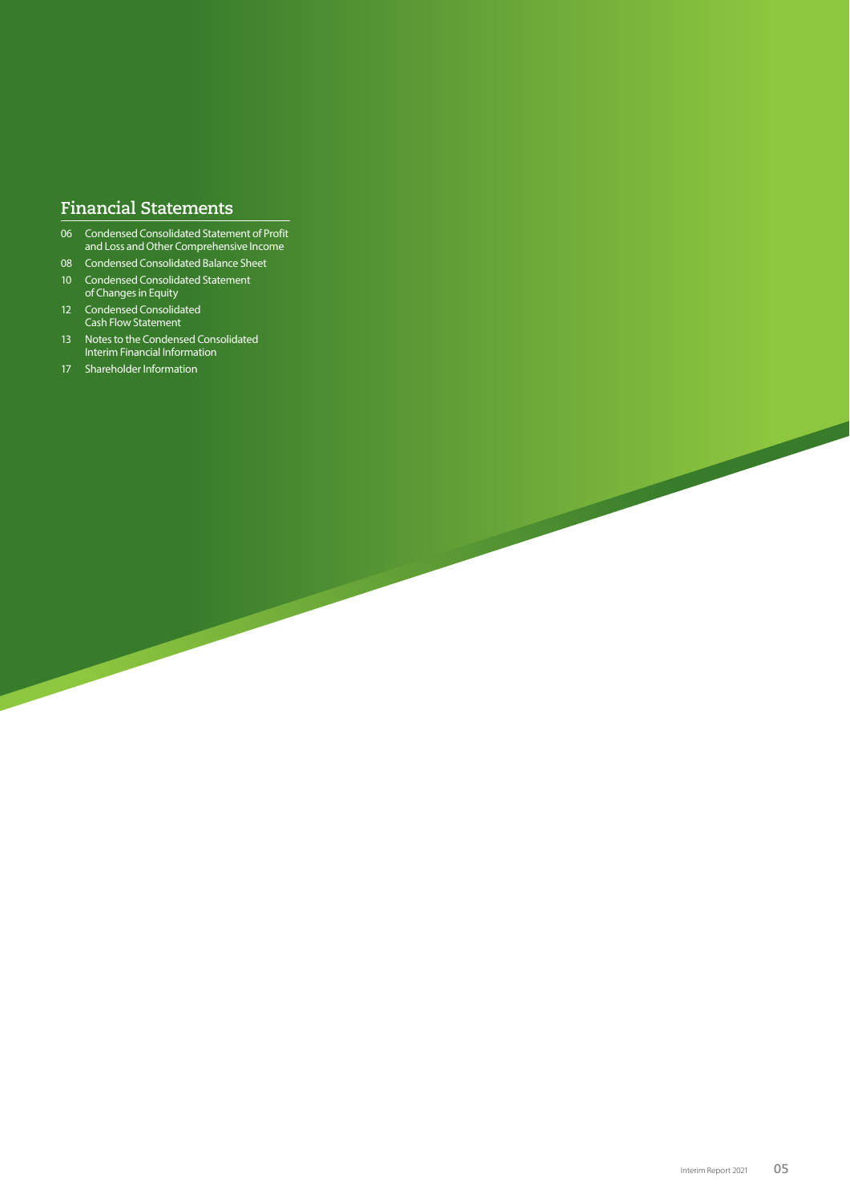# Financial Statements

- 06 Condensed Consolidated Statement of Profit and Loss and Other Comprehensive Income
- 08 Condensed Consolidated Balance Sheet
- 10 Condensed Consolidated Statement of Changes in Equity
- 12 Condensed Consolidated Cash Flow Statement
- 13 Notes to the Condensed Consolidated Interim Financial Information
- 17 Shareholder Information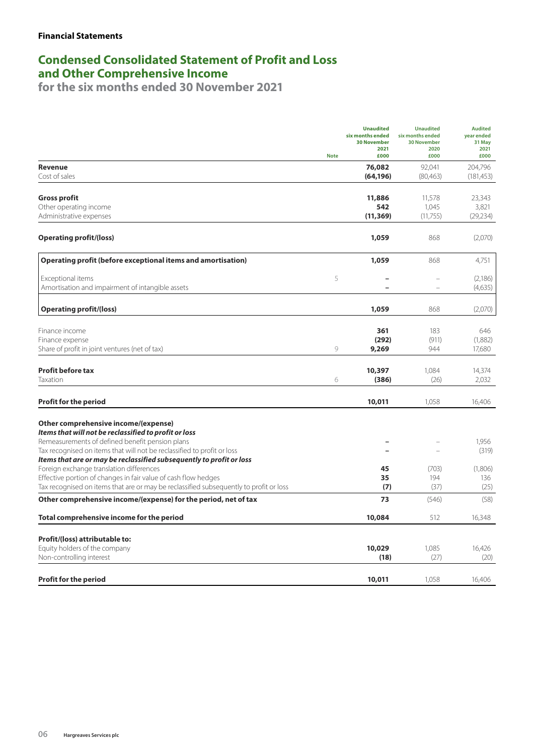**Financial Statements**

# Condensed Consolidated Statement of Profit and Loss and Other Comprehensive Income

## for the six months ended 30 November 2021

| | Note | Unaudited six months ended 30 November 2021 £000 | Unaudited six months ended 30 November 2020 £000 | Audited year ended 31 May 2021 £000 |
|---|---|---|---|---|
| **Revenue** | | **76,082** | 92,041 | 204,796 |
| Cost of sales | | **(64,196)** | (80,463) | (181,453) |
| **Gross profit** | | **11,886** | 11,578 | 23,343 |
| Other operating income | | **542** | 1,045 | 3,821 |
| Administrative expenses | | **(11,369)** | (11,755) | (29,234) |
| **Operating profit/(loss)** | | **1,059** | 868 | (2,070) |
| **Operating profit (before exceptional items and amortisation)** | | **1,059** | 868 | 4,751 |
| Exceptional items | 5 | **–** | – | (2,186) |
| Amortisation and impairment of intangible assets | | **–** | – | (4,635) |
| **Operating profit/(loss)** | | **1,059** | 868 | (2,070) |
| Finance income | | **361** | 183 | 646 |
| Finance expense | | **(292)** | (911) | (1,882) |
| Share of profit in joint ventures (net of tax) | 9 | **9,269** | 944 | 17,680 |
| **Profit before tax** | | **10,397** | 1,084 | 14,374 |
| Taxation | 6 | **(386)** | (26) | 2,032 |
| **Profit for the period** | | **10,011** | 1,058 | 16,406 |
| **Other comprehensive income/(expense)** | | | | |
| ***Items that will not be reclassified to profit or loss*** | | | | |
| Remeasurements of defined benefit pension plans | | **–** | – | 1,956 |
| Tax recognised on items that will not be reclassified to profit or loss | | **–** | – | (319) |
| ***Items that are or may be reclassified subsequently to profit or loss*** | | | | |
| Foreign exchange translation differences | | **45** | (703) | (1,806) |
| Effective portion of changes in fair value of cash flow hedges | | **35** | 194 | 136 |
| Tax recognised on items that are or may be reclassified subsequently to profit or loss | | **(7)** | (37) | (25) |
| **Other comprehensive income/(expense) for the period, net of tax** | | **73** | (546) | (58) |
| **Total comprehensive income for the period** | | **10,084** | 512 | 16,348 |
| **Profit/(loss) attributable to:** | | | | |
| Equity holders of the company | | **10,029** | 1,085 | 16,426 |
| Non-controlling interest | | **(18)** | (27) | (20) |
| **Profit for the period** | | **10,011** | 1,058 | 16,406 |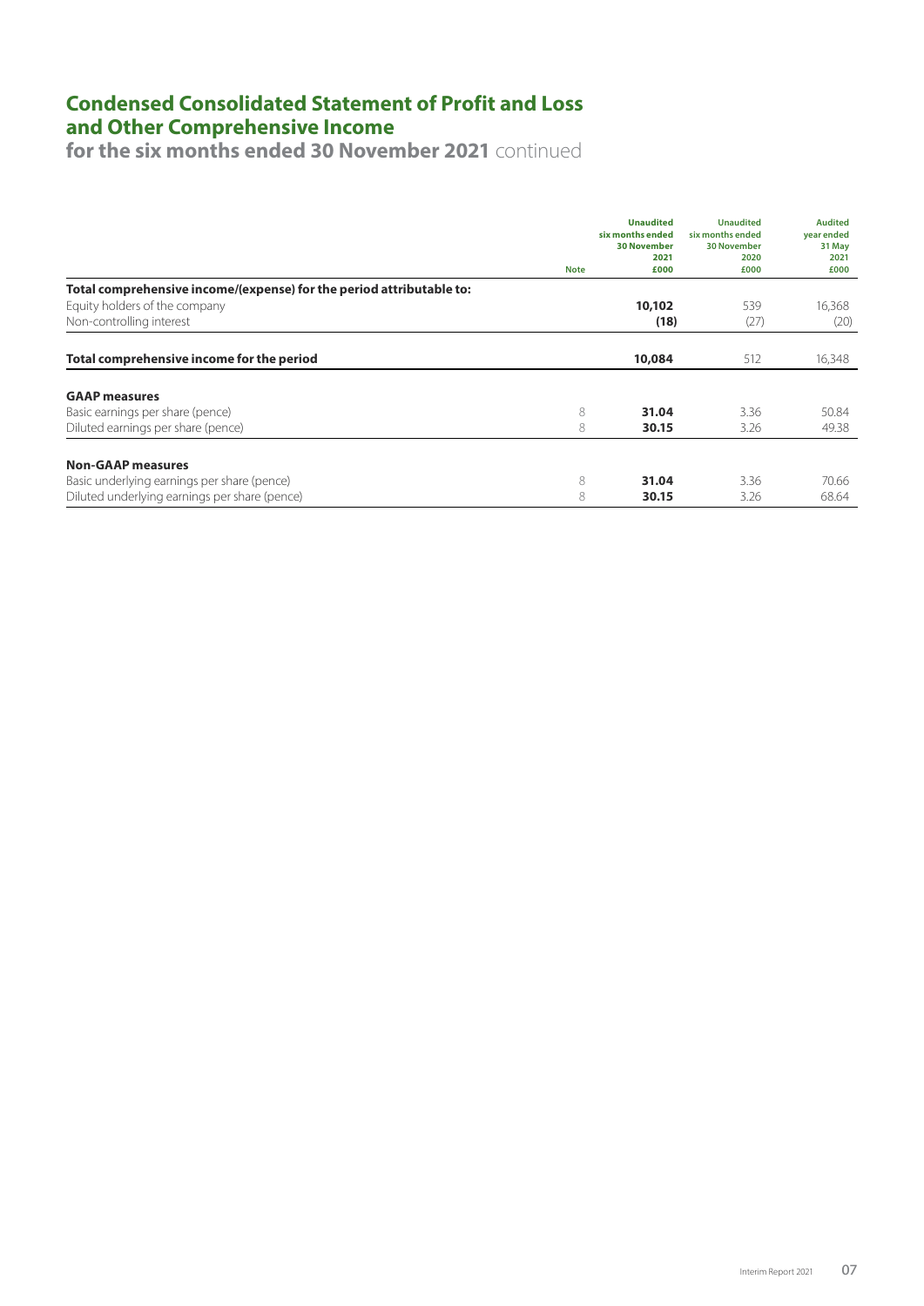# Condensed Consolidated Statement of Profit and Loss and Other Comprehensive Income

**for the six months ended 30 November 2021** continued

| | Note | Unaudited six months ended 30 November 2021 £000 | Unaudited six months ended 30 November 2020 £000 | Audited year ended 31 May 2021 £000 |
|---|---|---|---|---|
| **Total comprehensive income/(expense) for the period attributable to:** | | | | |
| Equity holders of the company | | **10,102** | 539 | 16,368 |
| Non-controlling interest | | **(18)** | (27) | (20) |
| **Total comprehensive income for the period** | | **10,084** | 512 | 16,348 |
| **GAAP measures** | | | | |
| Basic earnings per share (pence) | 8 | **31.04** | 3.36 | 50.84 |
| Diluted earnings per share (pence) | 8 | **30.15** | 3.26 | 49.38 |
| **Non-GAAP measures** | | | | |
| Basic underlying earnings per share (pence) | 8 | **31.04** | 3.36 | 70.66 |
| Diluted underlying earnings per share (pence) | 8 | **30.15** | 3.26 | 68.64 |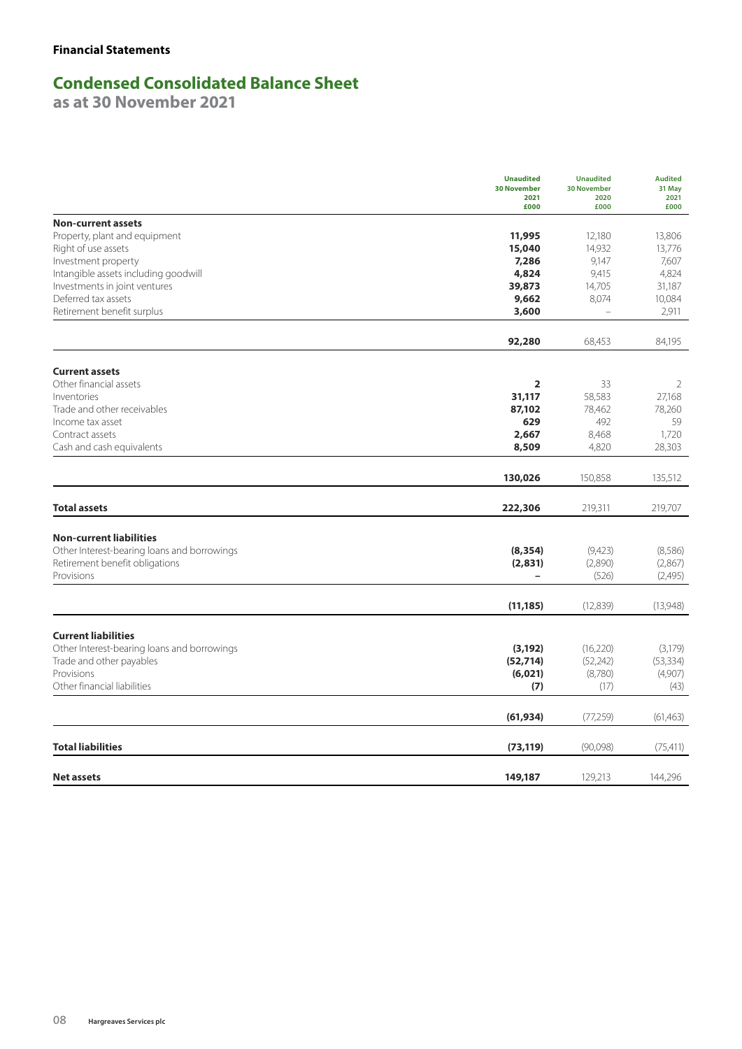**Financial Statements**

## Condensed Consolidated Balance Sheet

### as at 30 November 2021

| | Unaudited 30 November 2021 £000 | Unaudited 30 November 2020 £000 | Audited 31 May 2021 £000 |
|---|---|---|---|
| **Non-current assets** | | | |
| Property, plant and equipment | **11,995** | 12,180 | 13,806 |
| Right of use assets | **15,040** | 14,932 | 13,776 |
| Investment property | **7,286** | 9,147 | 7,607 |
| Intangible assets including goodwill | **4,824** | 9,415 | 4,824 |
| Investments in joint ventures | **39,873** | 14,705 | 31,187 |
| Deferred tax assets | **9,662** | 8,074 | 10,084 |
| Retirement benefit surplus | **3,600** | – | 2,911 |
| | **92,280** | 68,453 | 84,195 |
| **Current assets** | | | |
| Other financial assets | **2** | 33 | 2 |
| Inventories | **31,117** | 58,583 | 27,168 |
| Trade and other receivables | **87,102** | 78,462 | 78,260 |
| Income tax asset | **629** | 492 | 59 |
| Contract assets | **2,667** | 8,468 | 1,720 |
| Cash and cash equivalents | **8,509** | 4,820 | 28,303 |
| | **130,026** | 150,858 | 135,512 |
| **Total assets** | **222,306** | 219,311 | 219,707 |
| **Non-current liabilities** | | | |
| Other Interest-bearing loans and borrowings | **(8,354)** | (9,423) | (8,586) |
| Retirement benefit obligations | **(2,831)** | (2,890) | (2,867) |
| Provisions | **–** | (526) | (2,495) |
| | **(11,185)** | (12,839) | (13,948) |
| **Current liabilities** | | | |
| Other Interest-bearing loans and borrowings | **(3,192)** | (16,220) | (3,179) |
| Trade and other payables | **(52,714)** | (52,242) | (53,334) |
| Provisions | **(6,021)** | (8,780) | (4,907) |
| Other financial liabilities | **(7)** | (17) | (43) |
| | **(61,934)** | (77,259) | (61,463) |
| **Total liabilities** | **(73,119)** | (90,098) | (75,411) |
| **Net assets** | **149,187** | 129,213 | 144,296 |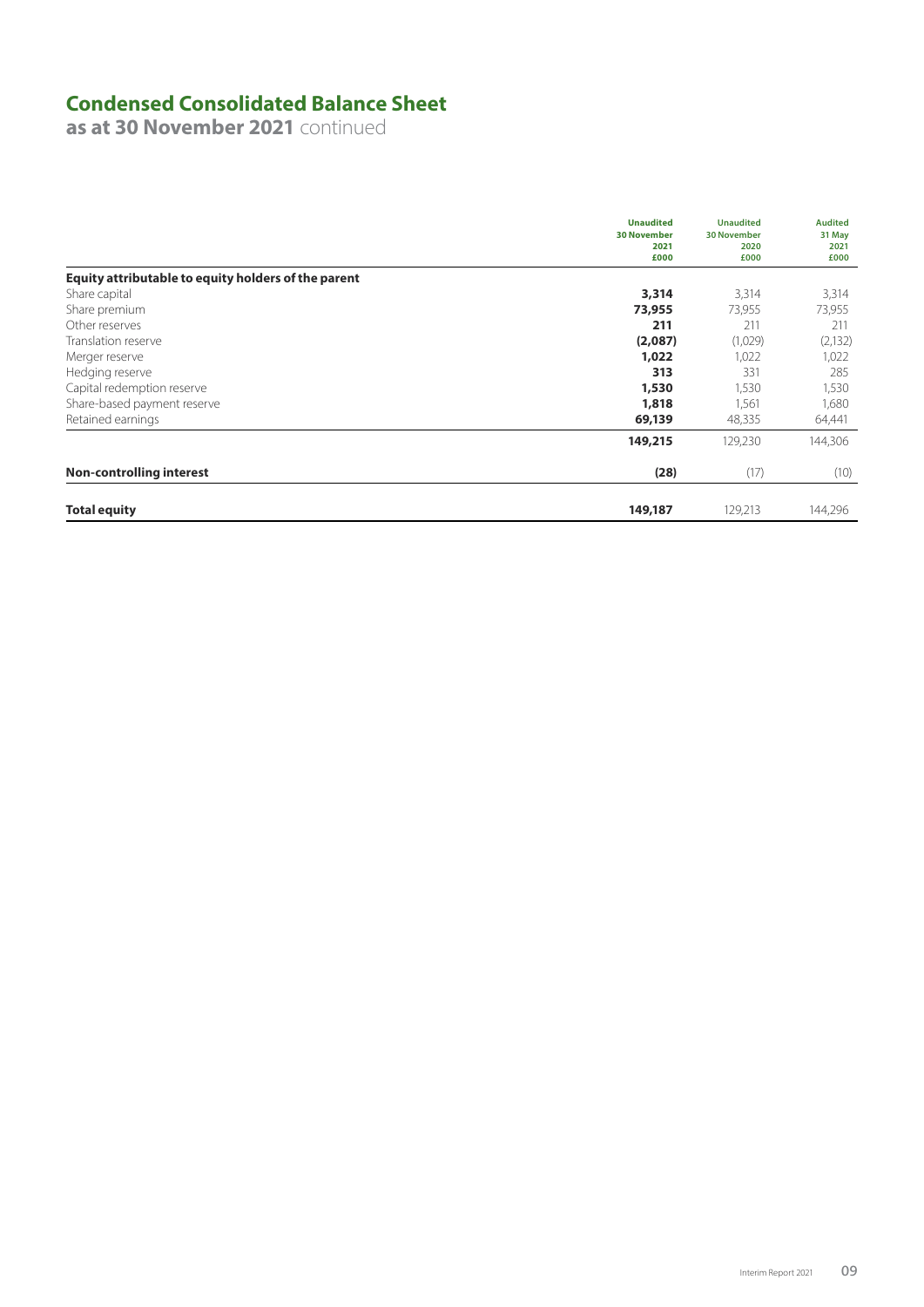# Condensed Consolidated Balance Sheet

**as at 30 November 2021** continued

| | **Unaudited 30 November 2021 £000** | Unaudited 30 November 2020 £000 | Audited 31 May 2021 £000 |
|---|---|---|---|
| **Equity attributable to equity holders of the parent** | | | |
| Share capital | **3,314** | 3,314 | 3,314 |
| Share premium | **73,955** | 73,955 | 73,955 |
| Other reserves | **211** | 211 | 211 |
| Translation reserve | **(2,087)** | (1,029) | (2,132) |
| Merger reserve | **1,022** | 1,022 | 1,022 |
| Hedging reserve | **313** | 331 | 285 |
| Capital redemption reserve | **1,530** | 1,530 | 1,530 |
| Share-based payment reserve | **1,818** | 1,561 | 1,680 |
| Retained earnings | **69,139** | 48,335 | 64,441 |
| | **149,215** | 129,230 | 144,306 |
| **Non-controlling interest** | **(28)** | (17) | (10) |
| **Total equity** | **149,187** | 129,213 | 144,296 |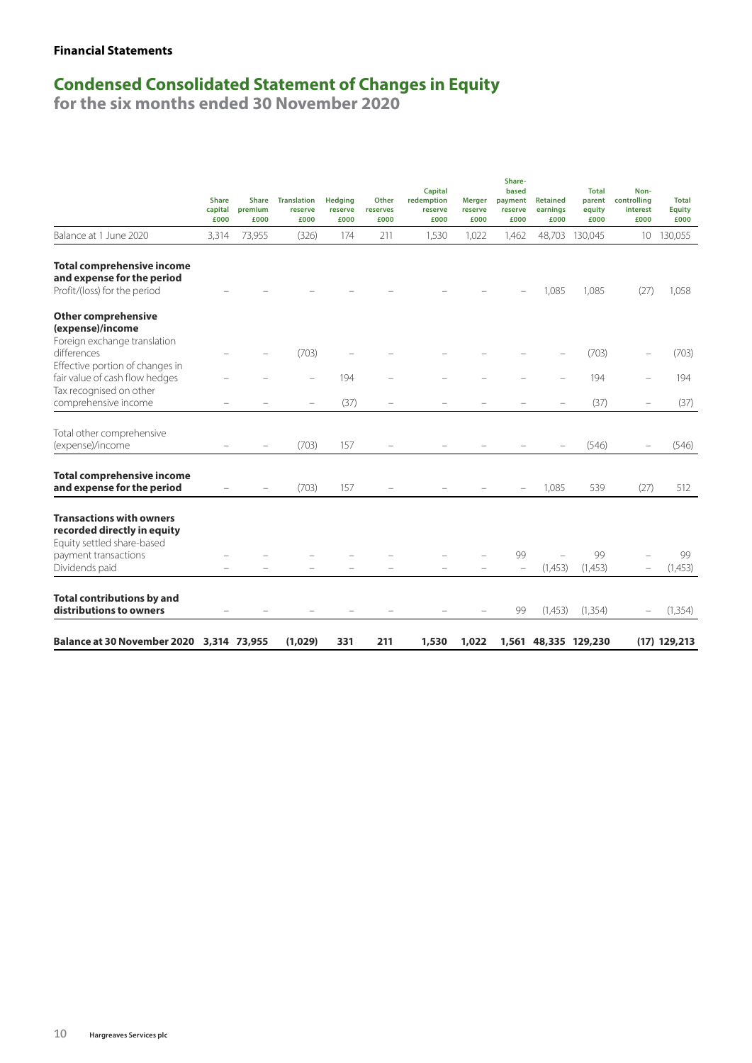**Financial Statements**

# Condensed Consolidated Statement of Changes in Equity

## for the six months ended 30 November 2020

| | Share capital £000 | Share premium £000 | Translation reserve £000 | Hedging reserve £000 | Other reserves £000 | Capital redemption reserve £000 | Merger reserve £000 | Share-based payment reserve £000 | Retained earnings £000 | Total parent equity £000 | Non-controlling interest £000 | Total Equity £000 |
|---|---|---|---|---|---|---|---|---|---|---|---|---|
| Balance at 1 June 2020 | 3,314 | 73,955 | (326) | 174 | 211 | 1,530 | 1,022 | 1,462 | 48,703 | 130,045 | 10 | 130,055 |
| **Total comprehensive income and expense for the period** | | | | | | | | | | | | |
| Profit/(loss) for the period | – | – | – | – | – | – | – | – | 1,085 | 1,085 | (27) | 1,058 |
| **Other comprehensive (expense)/income** | | | | | | | | | | | | |
| Foreign exchange translation differences | – | – | (703) | – | – | – | – | – | – | (703) | – | (703) |
| Effective portion of changes in fair value of cash flow hedges | – | – | – | 194 | – | – | – | – | – | 194 | – | 194 |
| Tax recognised on other comprehensive income | – | – | – | (37) | – | – | – | – | – | (37) | – | (37) |
| Total other comprehensive (expense)/income | – | – | (703) | 157 | – | – | – | – | – | (546) | – | (546) |
| **Total comprehensive income and expense for the period** | – | – | (703) | 157 | – | – | – | – | 1,085 | 539 | (27) | 512 |
| **Transactions with owners recorded directly in equity** | | | | | | | | | | | | |
| Equity settled share-based payment transactions | – | – | – | – | – | – | – | 99 | – | 99 | – | 99 |
| Dividends paid | – | – | – | – | – | – | – | – | (1,453) | (1,453) | – | (1,453) |
| **Total contributions by and distributions to owners** | – | – | – | – | – | – | – | 99 | (1,453) | (1,354) | – | (1,354) |
| **Balance at 30 November 2020** | **3,314** | **73,955** | **(1,029)** | **331** | **211** | **1,530** | **1,022** | **1,561** | **48,335** | **129,230** | **(17)** | **129,213** |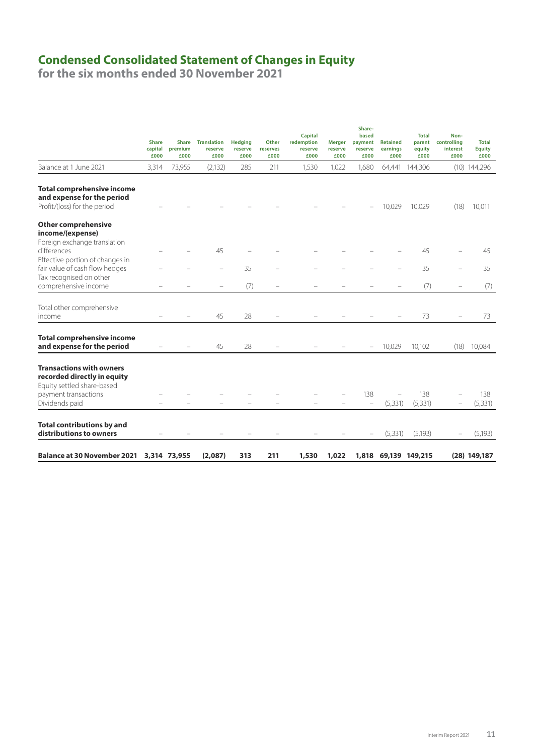# Condensed Consolidated Statement of Changes in Equity

## for the six months ended 30 November 2021

| | Share capital £000 | Share premium £000 | Translation reserve £000 | Hedging reserve £000 | Other reserves £000 | Capital redemption reserve £000 | Merger reserve £000 | Share-based payment reserve £000 | Retained earnings £000 | Total parent equity £000 | Non-controlling interest £000 | Total Equity £000 |
|---|---|---|---|---|---|---|---|---|---|---|---|---|
| Balance at 1 June 2021 | 3,314 | 73,955 | (2,132) | 285 | 211 | 1,530 | 1,022 | 1,680 | 64,441 | 144,306 | (10) | 144,296 |
| **Total comprehensive income and expense for the period** | | | | | | | | | | | | |
| Profit/(loss) for the period | – | – | – | – | – | – | – | – | 10,029 | 10,029 | (18) | 10,011 |
| **Other comprehensive income/(expense)** | | | | | | | | | | | | |
| Foreign exchange translation differences | – | – | 45 | – | – | – | – | – | – | 45 | – | 45 |
| Effective portion of changes in fair value of cash flow hedges | – | – | – | 35 | – | – | – | – | – | 35 | – | 35 |
| Tax recognised on other comprehensive income | – | – | – | (7) | – | – | – | – | – | (7) | – | (7) |
| Total other comprehensive income | – | – | 45 | 28 | – | – | – | – | – | 73 | – | 73 |
| **Total comprehensive income and expense for the period** | – | – | 45 | 28 | – | – | – | – | 10,029 | 10,102 | (18) | 10,084 |
| **Transactions with owners recorded directly in equity** | | | | | | | | | | | | |
| Equity settled share-based payment transactions | – | – | – | – | – | – | – | 138 | – | 138 | – | 138 |
| Dividends paid | – | – | – | – | – | – | – | – | (5,331) | (5,331) | – | (5,331) |
| **Total contributions by and distributions to owners** | – | – | – | – | – | – | – | – | (5,331) | (5,193) | – | (5,193) |
| **Balance at 30 November 2021** | **3,314** | **73,955** | **(2,087)** | **313** | **211** | **1,530** | **1,022** | **1,818** | **69,139** | **149,215** | **(28)** | **149,187** |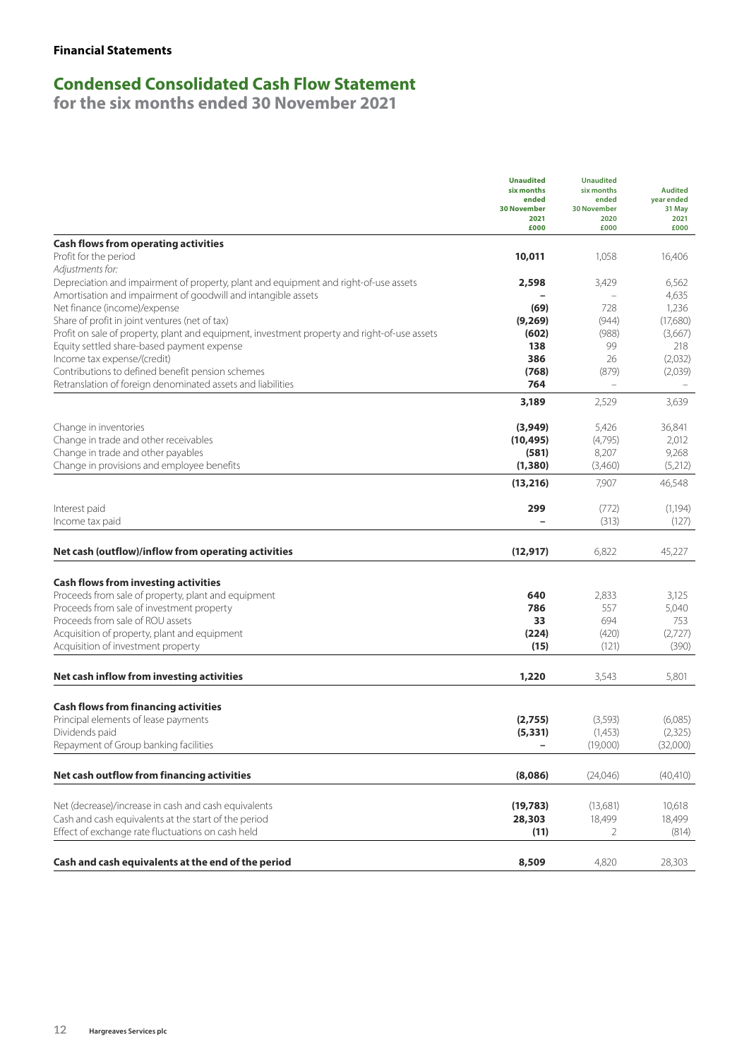**Financial Statements**

# Condensed Consolidated Cash Flow Statement

**for the six months ended 30 November 2021**

| | Unaudited six months ended 30 November 2021 £000 | Unaudited six months ended 30 November 2020 £000 | Audited year ended 31 May 2021 £000 |
|---|---|---|---|
| **Cash flows from operating activities** | | | |
| Profit for the period | **10,011** | 1,058 | 16,406 |
| *Adjustments for:* | | | |
| Depreciation and impairment of property, plant and equipment and right-of-use assets | **2,598** | 3,429 | 6,562 |
| Amortisation and impairment of goodwill and intangible assets | **–** | – | 4,635 |
| Net finance (income)/expense | **(69)** | 728 | 1,236 |
| Share of profit in joint ventures (net of tax) | **(9,269)** | (944) | (17,680) |
| Profit on sale of property, plant and equipment, investment property and right-of-use assets | **(602)** | (988) | (3,667) |
| Equity settled share-based payment expense | **138** | 99 | 218 |
| Income tax expense/(credit) | **386** | 26 | (2,032) |
| Contributions to defined benefit pension schemes | **(768)** | (879) | (2,039) |
| Retranslation of foreign denominated assets and liabilities | **764** | – | – |
| | **3,189** | 2,529 | 3,639 |
| Change in inventories | **(3,949)** | 5,426 | 36,841 |
| Change in trade and other receivables | **(10,495)** | (4,795) | 2,012 |
| Change in trade and other payables | **(581)** | 8,207 | 9,268 |
| Change in provisions and employee benefits | **(1,380)** | (3,460) | (5,212) |
| | **(13,216)** | 7,907 | 46,548 |
| Interest paid | **299** | (772) | (1,194) |
| Income tax paid | **–** | (313) | (127) |
| **Net cash (outflow)/inflow from operating activities** | **(12,917)** | 6,822 | 45,227 |
| **Cash flows from investing activities** | | | |
| Proceeds from sale of property, plant and equipment | **640** | 2,833 | 3,125 |
| Proceeds from sale of investment property | **786** | 557 | 5,040 |
| Proceeds from sale of ROU assets | **33** | 694 | 753 |
| Acquisition of property, plant and equipment | **(224)** | (420) | (2,727) |
| Acquisition of investment property | **(15)** | (121) | (390) |
| **Net cash inflow from investing activities** | **1,220** | 3,543 | 5,801 |
| **Cash flows from financing activities** | | | |
| Principal elements of lease payments | **(2,755)** | (3,593) | (6,085) |
| Dividends paid | **(5,331)** | (1,453) | (2,325) |
| Repayment of Group banking facilities | **–** | (19,000) | (32,000) |
| **Net cash outflow from financing activities** | **(8,086)** | (24,046) | (40,410) |
| Net (decrease)/increase in cash and cash equivalents | **(19,783)** | (13,681) | 10,618 |
| Cash and cash equivalents at the start of the period | **28,303** | 18,499 | 18,499 |
| Effect of exchange rate fluctuations on cash held | **(11)** | 2 | (814) |
| **Cash and cash equivalents at the end of the period** | **8,509** | 4,820 | 28,303 |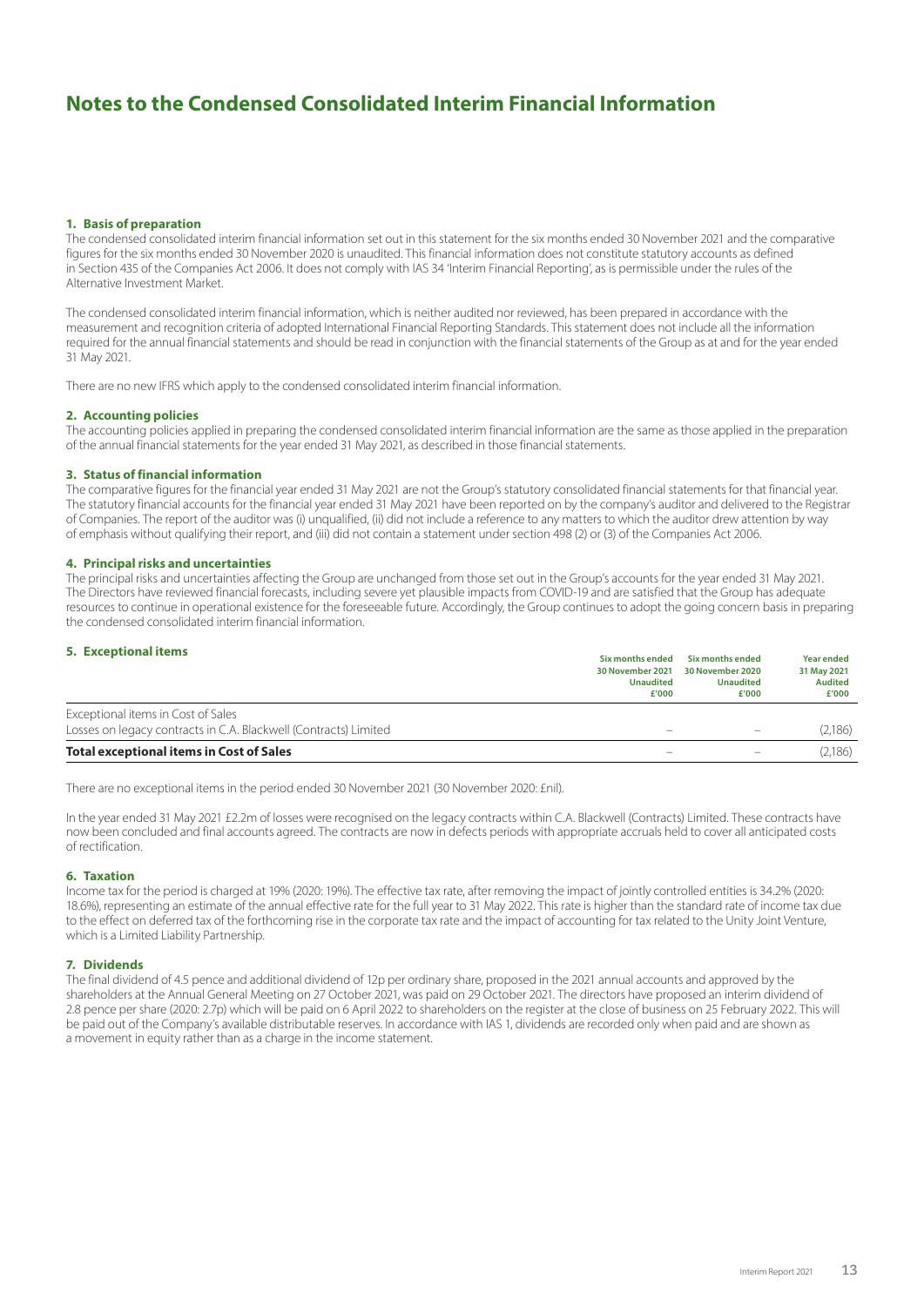# Notes to the Condensed Consolidated Interim Financial Information

### 1. Basis of preparation

The condensed consolidated interim financial information set out in this statement for the six months ended 30 November 2021 and the comparative figures for the six months ended 30 November 2020 is unaudited. This financial information does not constitute statutory accounts as defined in Section 435 of the Companies Act 2006. It does not comply with IAS 34 'Interim Financial Reporting', as is permissible under the rules of the Alternative Investment Market.

The condensed consolidated interim financial information, which is neither audited nor reviewed, has been prepared in accordance with the measurement and recognition criteria of adopted International Financial Reporting Standards. This statement does not include all the information required for the annual financial statements and should be read in conjunction with the financial statements of the Group as at and for the year ended 31 May 2021.

There are no new IFRS which apply to the condensed consolidated interim financial information.

### 2. Accounting policies

The accounting policies applied in preparing the condensed consolidated interim financial information are the same as those applied in the preparation of the annual financial statements for the year ended 31 May 2021, as described in those financial statements.

### 3. Status of financial information

The comparative figures for the financial year ended 31 May 2021 are not the Group's statutory consolidated financial statements for that financial year. The statutory financial accounts for the financial year ended 31 May 2021 have been reported on by the company's auditor and delivered to the Registrar of Companies. The report of the auditor was (i) unqualified, (ii) did not include a reference to any matters to which the auditor drew attention by way of emphasis without qualifying their report, and (iii) did not contain a statement under section 498 (2) or (3) of the Companies Act 2006.

### 4. Principal risks and uncertainties

The principal risks and uncertainties affecting the Group are unchanged from those set out in the Group's accounts for the year ended 31 May 2021. The Directors have reviewed financial forecasts, including severe yet plausible impacts from COVID-19 and are satisfied that the Group has adequate resources to continue in operational existence for the foreseeable future. Accordingly, the Group continues to adopt the going concern basis in preparing the condensed consolidated interim financial information.

### 5. Exceptional items

| | Six months ended 30 November 2021 Unaudited £'000 | Six months ended 30 November 2020 Unaudited £'000 | Year ended 31 May 2021 Audited £'000 |
|---|---|---|---|
| Exceptional items in Cost of Sales | | | |
| Losses on legacy contracts in C.A. Blackwell (Contracts) Limited | – | – | (2,186) |
| **Total exceptional items in Cost of Sales** | – | – | (2,186) |

There are no exceptional items in the period ended 30 November 2021 (30 November 2020: £nil).

In the year ended 31 May 2021 £2.2m of losses were recognised on the legacy contracts within C.A. Blackwell (Contracts) Limited. These contracts have now been concluded and final accounts agreed. The contracts are now in defects periods with appropriate accruals held to cover all anticipated costs of rectification.

### 6. Taxation

Income tax for the period is charged at 19% (2020: 19%). The effective tax rate, after removing the impact of jointly controlled entities is 34.2% (2020: 18.6%), representing an estimate of the annual effective rate for the full year to 31 May 2022. This rate is higher than the standard rate of income tax due to the effect on deferred tax of the forthcoming rise in the corporate tax rate and the impact of accounting for tax related to the Unity Joint Venture, which is a Limited Liability Partnership.

### 7. Dividends

The final dividend of 4.5 pence and additional dividend of 12p per ordinary share, proposed in the 2021 annual accounts and approved by the shareholders at the Annual General Meeting on 27 October 2021, was paid on 29 October 2021. The directors have proposed an interim dividend of 2.8 pence per share (2020: 2.7p) which will be paid on 6 April 2022 to shareholders on the register at the close of business on 25 February 2022. This will be paid out of the Company's available distributable reserves. In accordance with IAS 1, dividends are recorded only when paid and are shown as a movement in equity rather than as a charge in the income statement.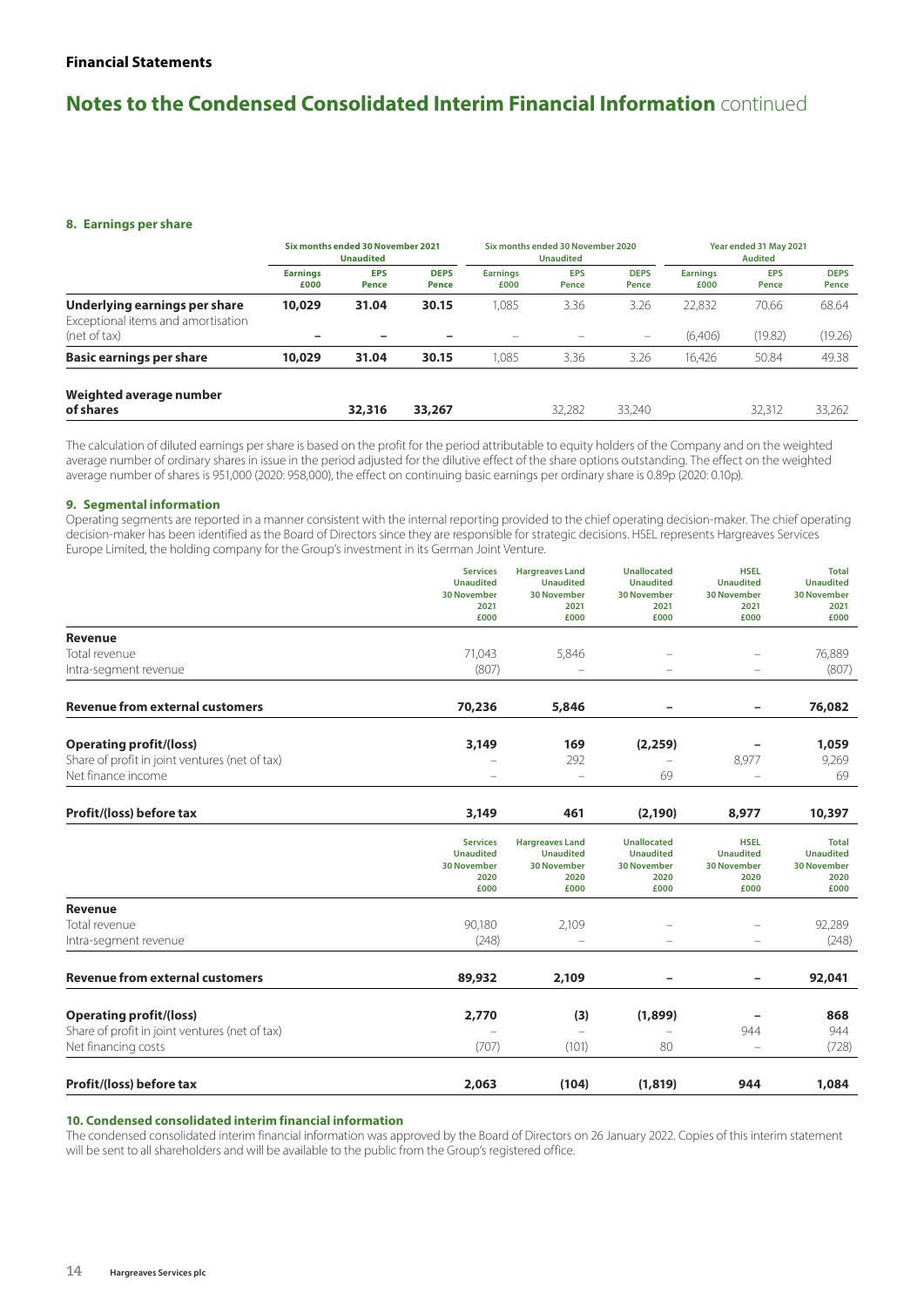Financial Statements

# Notes to the Condensed Consolidated Interim Financial Information continued

### 8. Earnings per share

| | Six months ended 30 November 2021 Unaudited | | | Six months ended 30 November 2020 Unaudited | | | Year ended 31 May 2021 Audited | | |
|---|---|---|---|---|---|---|---|---|---|
| | Earnings £000 | EPS Pence | DEPS Pence | Earnings £000 | EPS Pence | DEPS Pence | Earnings £000 | EPS Pence | DEPS Pence |
| **Underlying earnings per share** | **10,029** | **31.04** | **30.15** | 1,085 | 3.36 | 3.26 | 22,832 | 70.66 | 68.64 |
| Exceptional items and amortisation (net of tax) | – | – | – | – | – | – | (6,406) | (19.82) | (19.26) |
| **Basic earnings per share** | **10,029** | **31.04** | **30.15** | 1,085 | 3.36 | 3.26 | 16,426 | 50.84 | 49.38 |
| **Weighted average number of shares** | | **32,316** | **33,267** | | 32,282 | 33,240 | | 32,312 | 33,262 |

The calculation of diluted earnings per share is based on the profit for the period attributable to equity holders of the Company and on the weighted average number of ordinary shares in issue in the period adjusted for the dilutive effect of the share options outstanding. The effect on the weighted average number of shares is 951,000 (2020: 958,000), the effect on continuing basic earnings per ordinary share is 0.89p (2020: 0.10p).

### 9. Segmental information

Operating segments are reported in a manner consistent with the internal reporting provided to the chief operating decision-maker. The chief operating decision-maker has been identified as the Board of Directors since they are responsible for strategic decisions. HSEL represents Hargreaves Services Europe Limited, the holding company for the Group's investment in its German Joint Venture.

| | Services Unaudited 30 November 2021 £000 | Hargreaves Land Unaudited 30 November 2021 £000 | Unallocated Unaudited 30 November 2021 £000 | HSEL Unaudited 30 November 2021 £000 | Total Unaudited 30 November 2021 £000 |
|---|---|---|---|---|---|
| **Revenue** | | | | | |
| Total revenue | 71,043 | 5,846 | – | – | 76,889 |
| Intra-segment revenue | (807) | – | – | – | (807) |
| **Revenue from external customers** | **70,236** | **5,846** | **–** | **–** | **76,082** |
| **Operating profit/(loss)** | **3,149** | **169** | **(2,259)** | **–** | **1,059** |
| Share of profit in joint ventures (net of tax) | – | 292 | – | 8,977 | 9,269 |
| Net finance income | – | – | 69 | – | 69 |
| **Profit/(loss) before tax** | **3,149** | **461** | **(2,190)** | **8,977** | **10,397** |

| | Services Unaudited 30 November 2020 £000 | Hargreaves Land Unaudited 30 November 2020 £000 | Unallocated Unaudited 30 November 2020 £000 | HSEL Unaudited 30 November 2020 £000 | Total Unaudited 30 November 2020 £000 |
|---|---|---|---|---|---|
| **Revenue** | | | | | |
| Total revenue | 90,180 | 2,109 | – | – | 92,289 |
| Intra-segment revenue | (248) | – | – | – | (248) |
| **Revenue from external customers** | **89,932** | **2,109** | **–** | **–** | **92,041** |
| **Operating profit/(loss)** | **2,770** | **(3)** | **(1,899)** | **–** | **868** |
| Share of profit in joint ventures (net of tax) | – | – | – | 944 | 944 |
| Net financing costs | (707) | (101) | 80 | – | (728) |
| **Profit/(loss) before tax** | **2,063** | **(104)** | **(1,819)** | **944** | **1,084** |

### 10. Condensed consolidated interim financial information

The condensed consolidated interim financial information was approved by the Board of Directors on 26 January 2022. Copies of this interim statement will be sent to all shareholders and will be available to the public from the Group's registered office.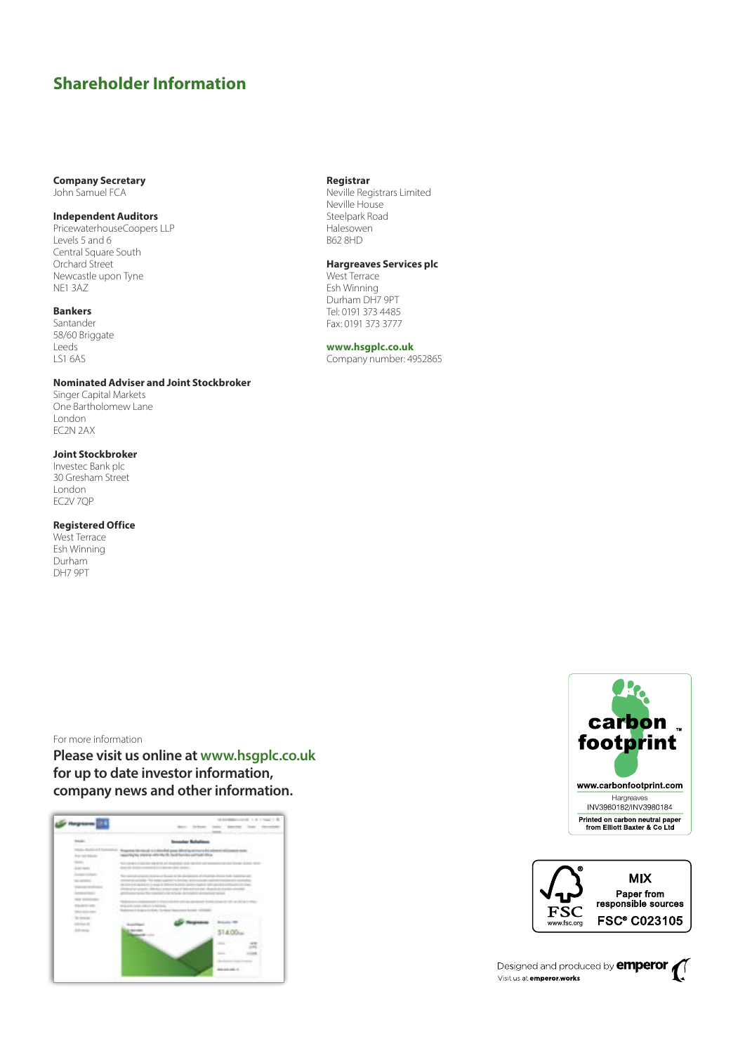## Shareholder Information

**Company Secretary**
John Samuel FCA

**Independent Auditors**
PricewaterhouseCoopers LLP
Levels 5 and 6
Central Square South
Orchard Street
Newcastle upon Tyne
NE1 3AZ

**Bankers**
Santander
58/60 Briggate
Leeds
LS1 6AS

**Nominated Adviser and Joint Stockbroker**
Singer Capital Markets
One Bartholomew Lane
London
EC2N 2AX

**Joint Stockbroker**
Investec Bank plc
30 Gresham Street
London
EC2V 7QP

**Registered Office**
West Terrace
Esh Winning
Durham
DH7 9PT

**Registrar**
Neville Registrars Limited
Neville House
Steelpark Road
Halesowen
B62 8HD

**Hargreaves Services plc**
West Terrace
Esh Winning
Durham DH7 9PT
Tel: 0191 373 4485
Fax: 0191 373 3777

**www.hsgplc.co.uk**
Company number: 4952865

For more information

**Please visit us online at www.hsgplc.co.uk for up to date investor information, company news and other information.**

carbon footprint™
www.carbonfootprint.com
Hargreaves
INV3980182/INV3980184
Printed on carbon neutral paper from Elliott Baxter & Co Ltd

FSC www.fsc.org
MIX
Paper from responsible sources
FSC® C023105

Designed and produced by emperor
Visit us at emperor.works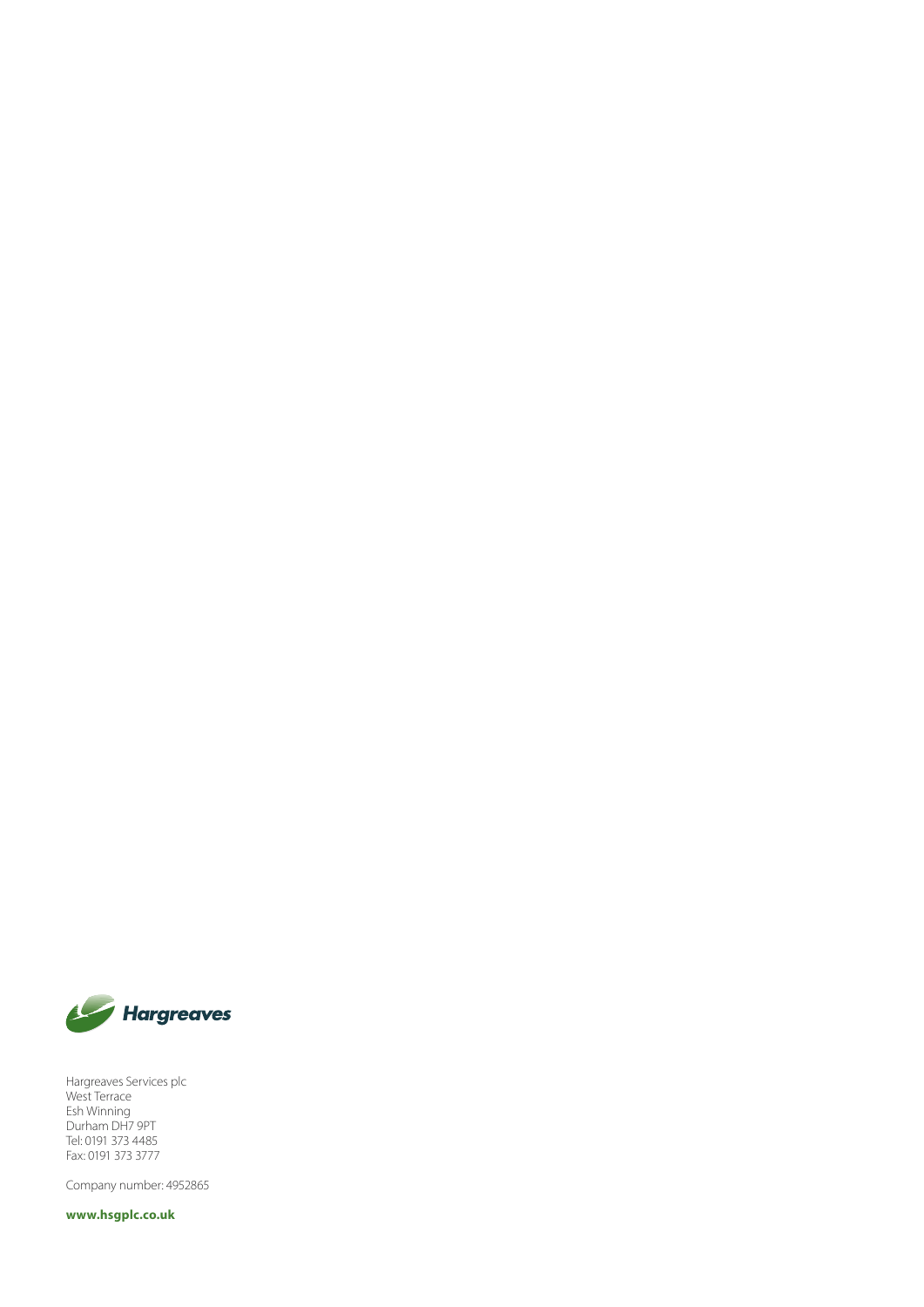Hargreaves

Hargreaves Services plc
West Terrace
Esh Winning
Durham DH7 9PT
Tel: 0191 373 4485
Fax: 0191 373 3777

Company number: 4952865

**www.hsgplc.co.uk**